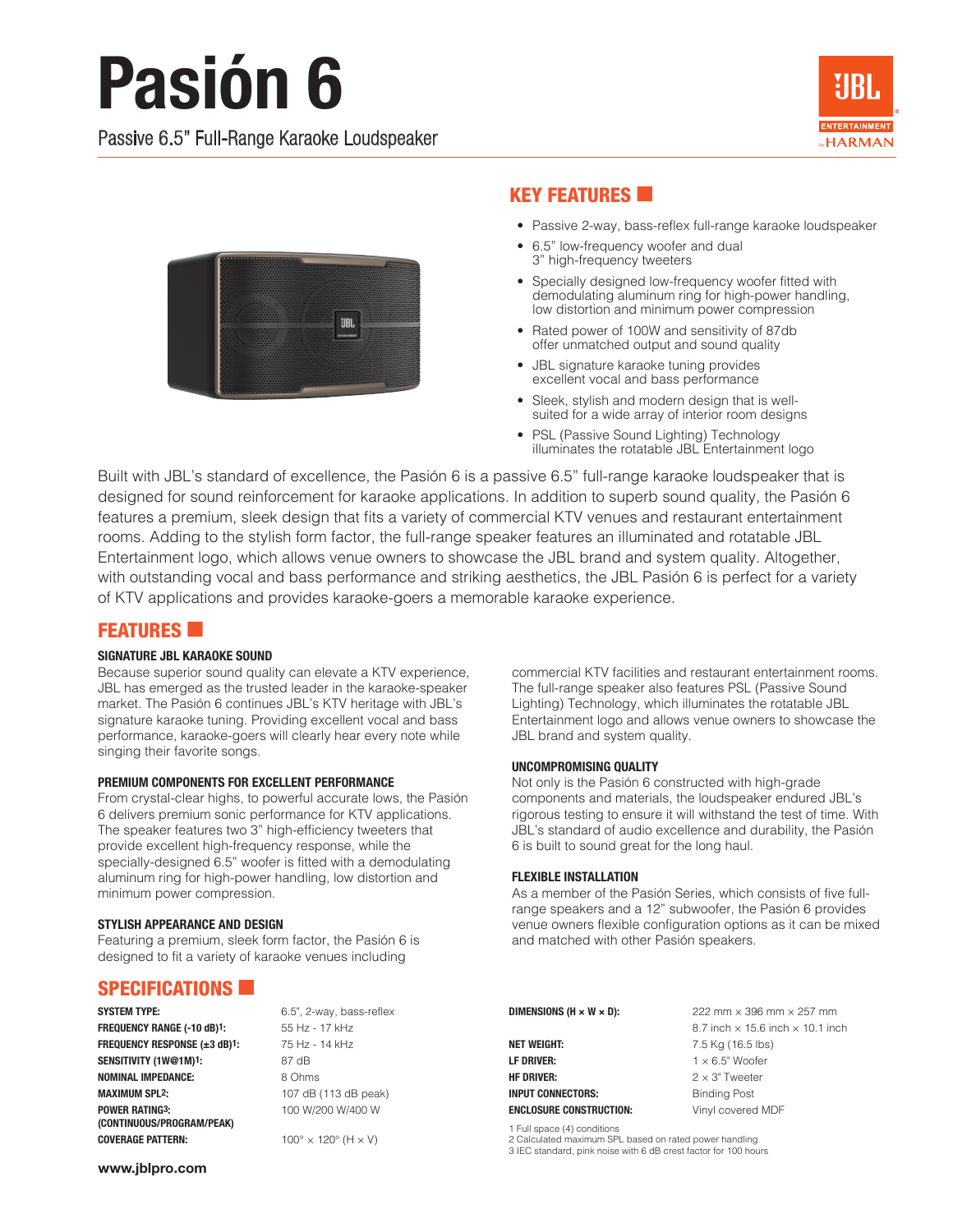# Pasión 6

Passive 6.5" Full-Range Karaoke Loudspeaker

## KEY FEATURES

- Passive 2-way, bass-reflex full-range karaoke loudspeaker
- 6.5" low-frequency woofer and dual 3" high-frequency tweeters
- Specially designed low-frequency woofer fitted with demodulating aluminum ring for high-power handling, low distortion and minimum power compression
- Rated power of 100W and sensitivity of 87db offer unmatched output and sound quality
- JBL signature karaoke tuning provides excellent vocal and bass performance
- Sleek, stylish and modern design that is well-suited for a wide array of interior room designs
- PSL (Passive Sound Lighting) Technology illuminates the rotatable JBL Entertainment logo

Built with JBL's standard of excellence, the Pasión 6 is a passive 6.5" full-range karaoke loudspeaker that is designed for sound reinforcement for karaoke applications. In addition to superb sound quality, the Pasión 6 features a premium, sleek design that fits a variety of commercial KTV venues and restaurant entertainment rooms. Adding to the stylish form factor, the full-range speaker features an illuminated and rotatable JBL Entertainment logo, which allows venue owners to showcase the JBL brand and system quality. Altogether, with outstanding vocal and bass performance and striking aesthetics, the JBL Pasión 6 is perfect for a variety of KTV applications and provides karaoke-goers a memorable karaoke experience.

## FEATURES

### SIGNATURE JBL KARAOKE SOUND

Because superior sound quality can elevate a KTV experience, JBL has emerged as the trusted leader in the karaoke-speaker market. The Pasión 6 continues JBL's KTV heritage with JBL's signature karaoke tuning. Providing excellent vocal and bass performance, karaoke-goers will clearly hear every note while singing their favorite songs.

### PREMIUM COMPONENTS FOR EXCELLENT PERFORMANCE

From crystal-clear highs, to powerful accurate lows, the Pasión 6 delivers premium sonic performance for KTV applications. The speaker features two 3" high-efficiency tweeters that provide excellent high-frequency response, while the specially-designed 6.5" woofer is fitted with a demodulating aluminum ring for high-power handling, low distortion and minimum power compression.

### STYLISH APPEARANCE AND DESIGN

Featuring a premium, sleek form factor, the Pasión 6 is designed to fit a variety of karaoke venues including commercial KTV facilities and restaurant entertainment rooms. The full-range speaker also features PSL (Passive Sound Lighting) Technology, which illuminates the rotatable JBL Entertainment logo and allows venue owners to showcase the JBL brand and system quality.

### UNCOMPROMISING QUALITY

Not only is the Pasión 6 constructed with high-grade components and materials, the loudspeaker endured JBL's rigorous testing to ensure it will withstand the test of time. With JBL's standard of audio excellence and durability, the Pasión 6 is built to sound great for the long haul.

### FLEXIBLE INSTALLATION

As a member of the Pasión Series, which consists of five full-range speakers and a 12" subwoofer, the Pasión 6 provides venue owners flexible configuration options as it can be mixed and matched with other Pasión speakers.

## SPECIFICATIONS

| | |
|---|---|
| **SYSTEM TYPE:** | 6.5", 2-way, bass-reflex |
| **FREQUENCY RANGE (-10 dB)[1]:** | 55 Hz - 17 kHz |
| **FREQUENCY RESPONSE (±3 dB)[1]:** | 75 Hz - 14 kHz |
| **SENSITIVITY (1W@1M)[1]:** | 87 dB |
| **NOMINAL IMPEDANCE:** | 8 Ohms |
| **MAXIMUM SPL[2]:** | 107 dB (113 dB peak) |
| **POWER RATING[3]: (CONTINUOUS/PROGRAM/PEAK)** | 100 W/200 W/400 W |
| **COVERAGE PATTERN:** | 100° × 120° (H × V) |
| **DIMENSIONS (H × W × D):** | 222 mm × 396 mm × 257 mm<br>8.7 inch × 15.6 inch × 10.1 inch |
| **NET WEIGHT:** | 7.5 Kg (16.5 lbs) |
| **LF DRIVER:** | 1 × 6.5" Woofer |
| **HF DRIVER:** | 2 × 3" Tweeter |
| **INPUT CONNECTORS:** | Binding Post |
| **ENCLOSURE CONSTRUCTION:** | Vinyl covered MDF |

1 Full space (4) conditions
2 Calculated maximum SPL based on rated power handling
3 IEC standard, pink noise with 6 dB crest factor for 100 hours

**www.jblpro.com**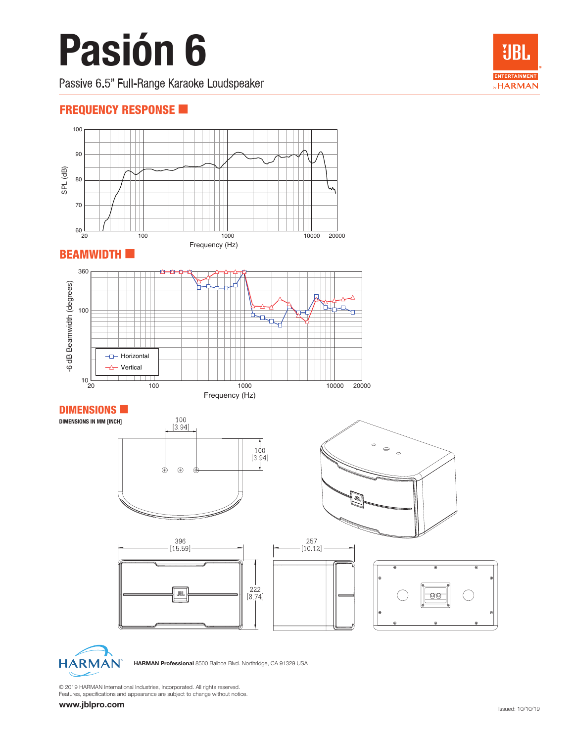# Pasión 6

Passive 6.5" Full-Range Karaoke Loudspeaker

JBL ENTERTAINMENT by HARMAN

## FREQUENCY RESPONSE

SPL (dB)

100
90
80
70
60

20
100
1000
10000
20000

Frequency (Hz)

## BEAMWIDTH

-6 dB Beamwidth (degrees)

360
100
10

20
100
1000
10000
20000

Frequency (Hz)

Horizontal
Vertical

## DIMENSIONS

**DIMENSIONS IN MM [INCH]**

100
[3.94]

100
[3.94]

396
[15.59]

257
[10.12]

222
[8.74]

HARMAN

**HARMAN Professional** 8500 Balboa Blvd. Northridge, CA 91329 USA

© 2019 HARMAN International Industries, Incorporated. All rights reserved.
Features, specifications and appearance are subject to change without notice.

**www.jblpro.com**

Issued: 10/10/19